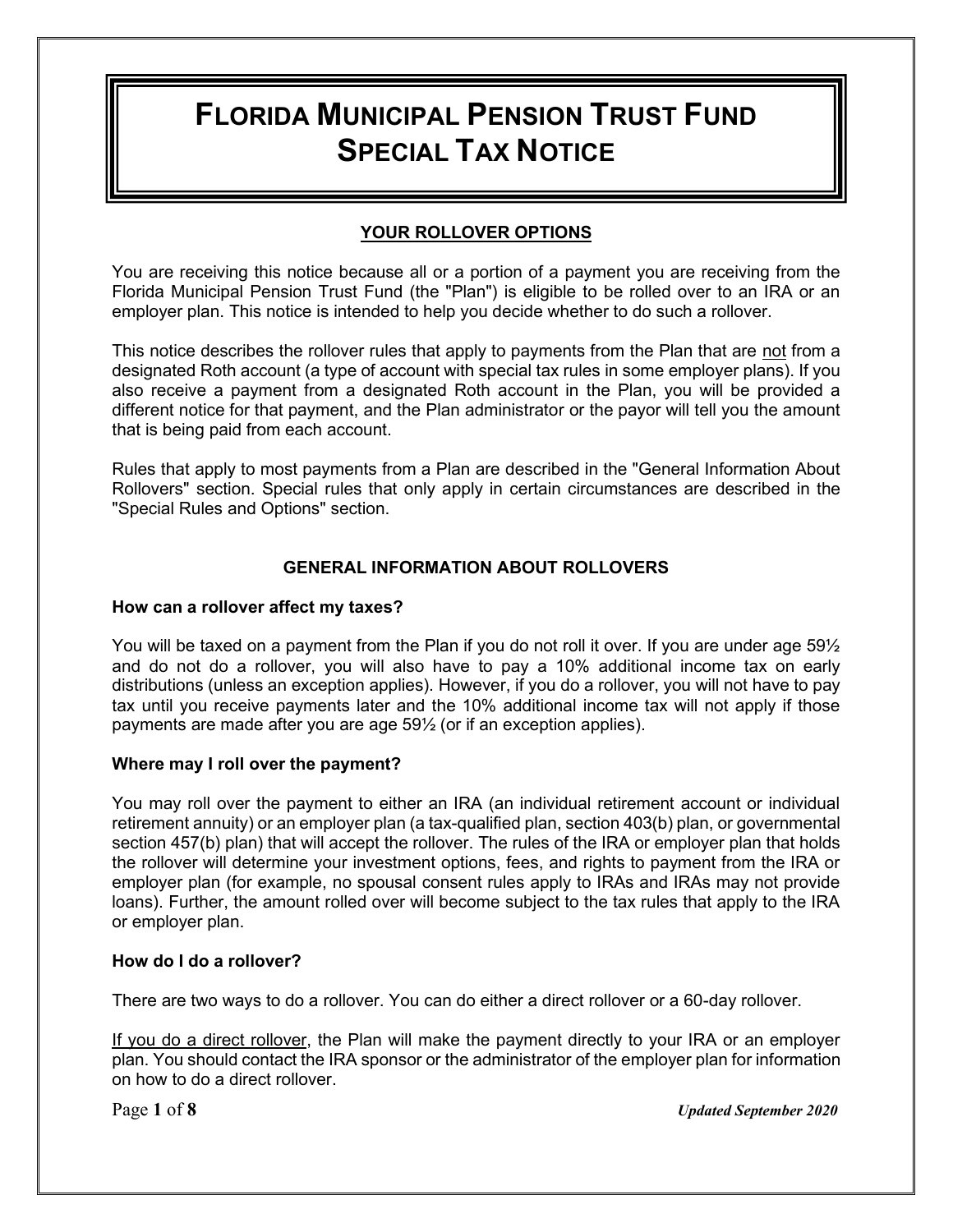# FLORIDA MUNICIPAL PENSION TRUST FUND SPECIAL TAX NOTICE

## YOUR ROLLOVER OPTIONS

You are receiving this notice because all or a portion of a payment you are receiving from the Florida Municipal Pension Trust Fund (the "Plan") is eligible to be rolled over to an IRA or an employer plan. This notice is intended to help you decide whether to do such a rollover.

This notice describes the rollover rules that apply to payments from the Plan that are not from a designated Roth account (a type of account with special tax rules in some employer plans). If you also receive a payment from a designated Roth account in the Plan, you will be provided a different notice for that payment, and the Plan administrator or the payor will tell you the amount that is being paid from each account.

Rules that apply to most payments from a Plan are described in the "General Information About Rollovers" section. Special rules that only apply in certain circumstances are described in the "Special Rules and Options" section.

## GENERAL INFORMATION ABOUT ROLLOVERS

### How can a rollover affect my taxes?

You will be taxed on a payment from the Plan if you do not roll it over. If you are under age 59½ and do not do a rollover, you will also have to pay a 10% additional income tax on early distributions (unless an exception applies). However, if you do a rollover, you will not have to pay tax until you receive payments later and the 10% additional income tax will not apply if those payments are made after you are age 59½ (or if an exception applies).

### Where may I roll over the payment?

You may roll over the payment to either an IRA (an individual retirement account or individual retirement annuity) or an employer plan (a tax-qualified plan, section 403(b) plan, or governmental section 457(b) plan) that will accept the rollover. The rules of the IRA or employer plan that holds the rollover will determine your investment options, fees, and rights to payment from the IRA or employer plan (for example, no spousal consent rules apply to IRAs and IRAs may not provide loans). Further, the amount rolled over will become subject to the tax rules that apply to the IRA or employer plan.

### How do I do a rollover?

There are two ways to do a rollover. You can do either a direct rollover or a 60-day rollover.

If you do a direct rollover, the Plan will make the payment directly to your IRA or an employer plan. You should contact the IRA sponsor or the administrator of the employer plan for information on how to do a direct rollover.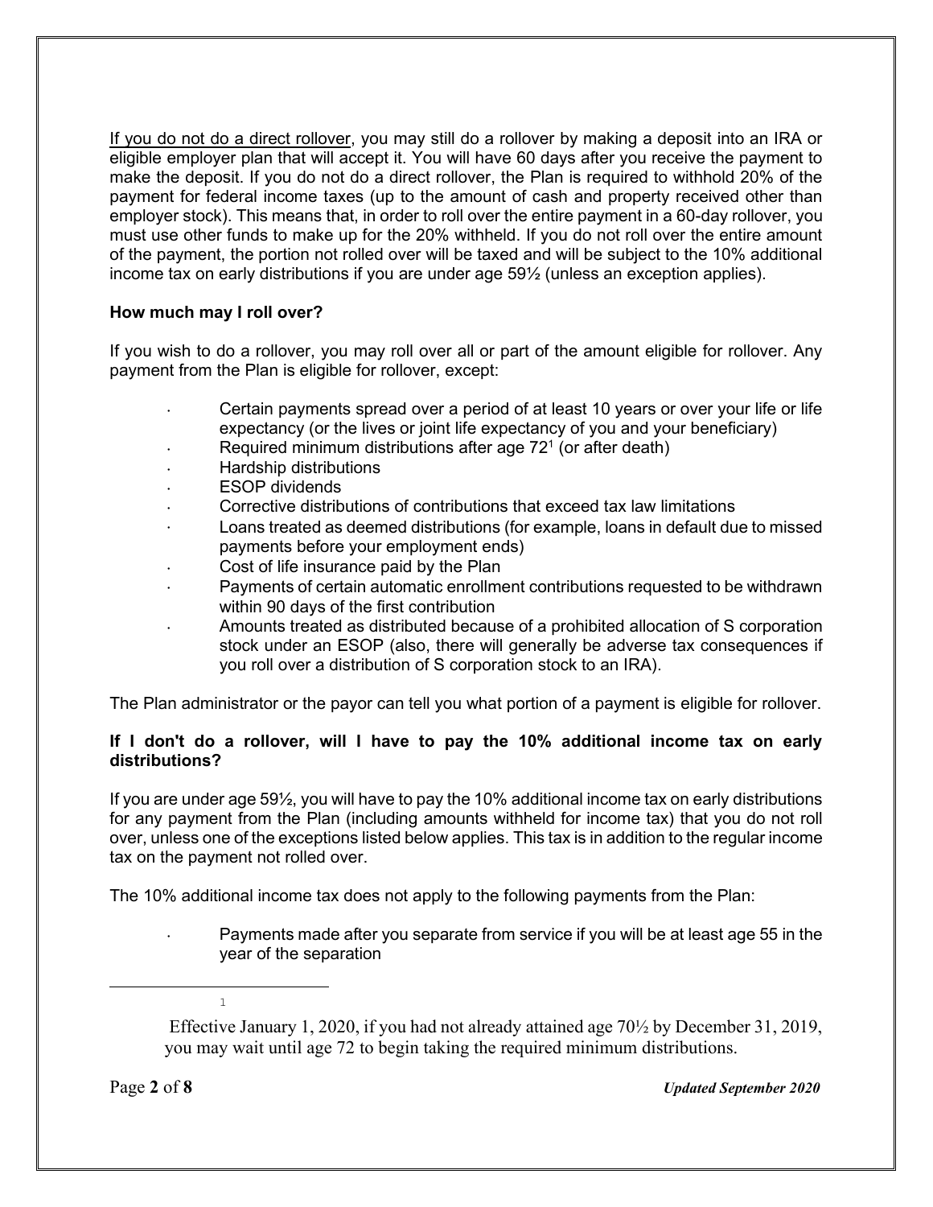If you do not do a direct rollover, you may still do a rollover by making a deposit into an IRA or eligible employer plan that will accept it. You will have 60 days after you receive the payment to make the deposit. If you do not do a direct rollover, the Plan is required to withhold 20% of the payment for federal income taxes (up to the amount of cash and property received other than employer stock). This means that, in order to roll over the entire payment in a 60-day rollover, you must use other funds to make up for the 20% withheld. If you do not roll over the entire amount of the payment, the portion not rolled over will be taxed and will be subject to the 10% additional income tax on early distributions if you are under age 59½ (unless an exception applies).

**How much may I roll over?**

If you wish to do a rollover, you may roll over all or part of the amount eligible for rollover. Any payment from the Plan is eligible for rollover, except:

- Certain payments spread over a period of at least 10 years or over your life or life expectancy (or the lives or joint life expectancy of you and your beneficiary)
- Required minimum distributions after age 72[1] (or after death)
- Hardship distributions
- ESOP dividends
- Corrective distributions of contributions that exceed tax law limitations
- Loans treated as deemed distributions (for example, loans in default due to missed payments before your employment ends)
- Cost of life insurance paid by the Plan
- Payments of certain automatic enrollment contributions requested to be withdrawn within 90 days of the first contribution
- Amounts treated as distributed because of a prohibited allocation of S corporation stock under an ESOP (also, there will generally be adverse tax consequences if you roll over a distribution of S corporation stock to an IRA).

The Plan administrator or the payor can tell you what portion of a payment is eligible for rollover.

**If I don't do a rollover, will I have to pay the 10% additional income tax on early distributions?**

If you are under age 59½, you will have to pay the 10% additional income tax on early distributions for any payment from the Plan (including amounts withheld for income tax) that you do not roll over, unless one of the exceptions listed below applies. This tax is in addition to the regular income tax on the payment not rolled over.

The 10% additional income tax does not apply to the following payments from the Plan:

- Payments made after you separate from service if you will be at least age 55 in the year of the separation

---

[1] Effective January 1, 2020, if you had not already attained age 70½ by December 31, 2019, you may wait until age 72 to begin taking the required minimum distributions.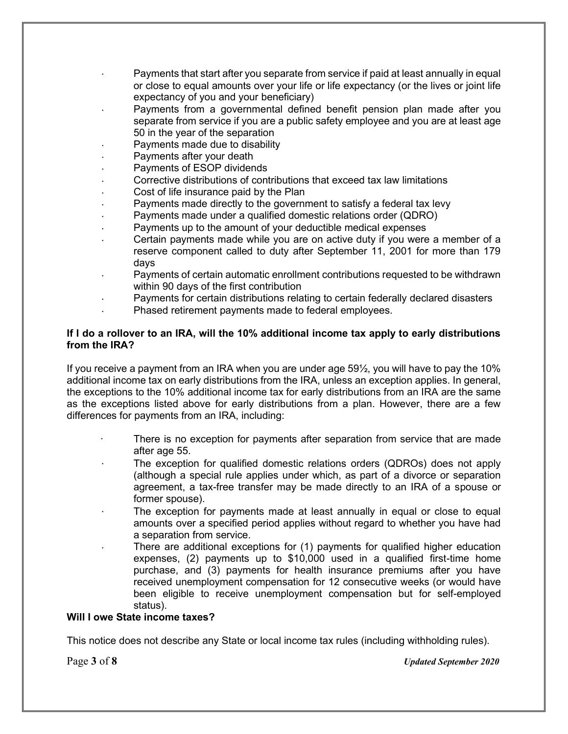- Payments that start after you separate from service if paid at least annually in equal or close to equal amounts over your life or life expectancy (or the lives or joint life expectancy of you and your beneficiary)
- Payments from a governmental defined benefit pension plan made after you separate from service if you are a public safety employee and you are at least age 50 in the year of the separation
- Payments made due to disability
- Payments after your death
- Payments of ESOP dividends
- Corrective distributions of contributions that exceed tax law limitations
- Cost of life insurance paid by the Plan
- Payments made directly to the government to satisfy a federal tax levy
- Payments made under a qualified domestic relations order (QDRO)
- Payments up to the amount of your deductible medical expenses
- Certain payments made while you are on active duty if you were a member of a reserve component called to duty after September 11, 2001 for more than 179 days
- Payments of certain automatic enrollment contributions requested to be withdrawn within 90 days of the first contribution
- Payments for certain distributions relating to certain federally declared disasters
- Phased retirement payments made to federal employees.

**If I do a rollover to an IRA, will the 10% additional income tax apply to early distributions from the IRA?**

If you receive a payment from an IRA when you are under age 59½, you will have to pay the 10% additional income tax on early distributions from the IRA, unless an exception applies. In general, the exceptions to the 10% additional income tax for early distributions from an IRA are the same as the exceptions listed above for early distributions from a plan. However, there are a few differences for payments from an IRA, including:

- There is no exception for payments after separation from service that are made after age 55.
- The exception for qualified domestic relations orders (QDROs) does not apply (although a special rule applies under which, as part of a divorce or separation agreement, a tax-free transfer may be made directly to an IRA of a spouse or former spouse).
- The exception for payments made at least annually in equal or close to equal amounts over a specified period applies without regard to whether you have had a separation from service.
- There are additional exceptions for (1) payments for qualified higher education expenses, (2) payments up to $10,000 used in a qualified first-time home purchase, and (3) payments for health insurance premiums after you have received unemployment compensation for 12 consecutive weeks (or would have been eligible to receive unemployment compensation but for self-employed status).

**Will I owe State income taxes?**

This notice does not describe any State or local income tax rules (including withholding rules).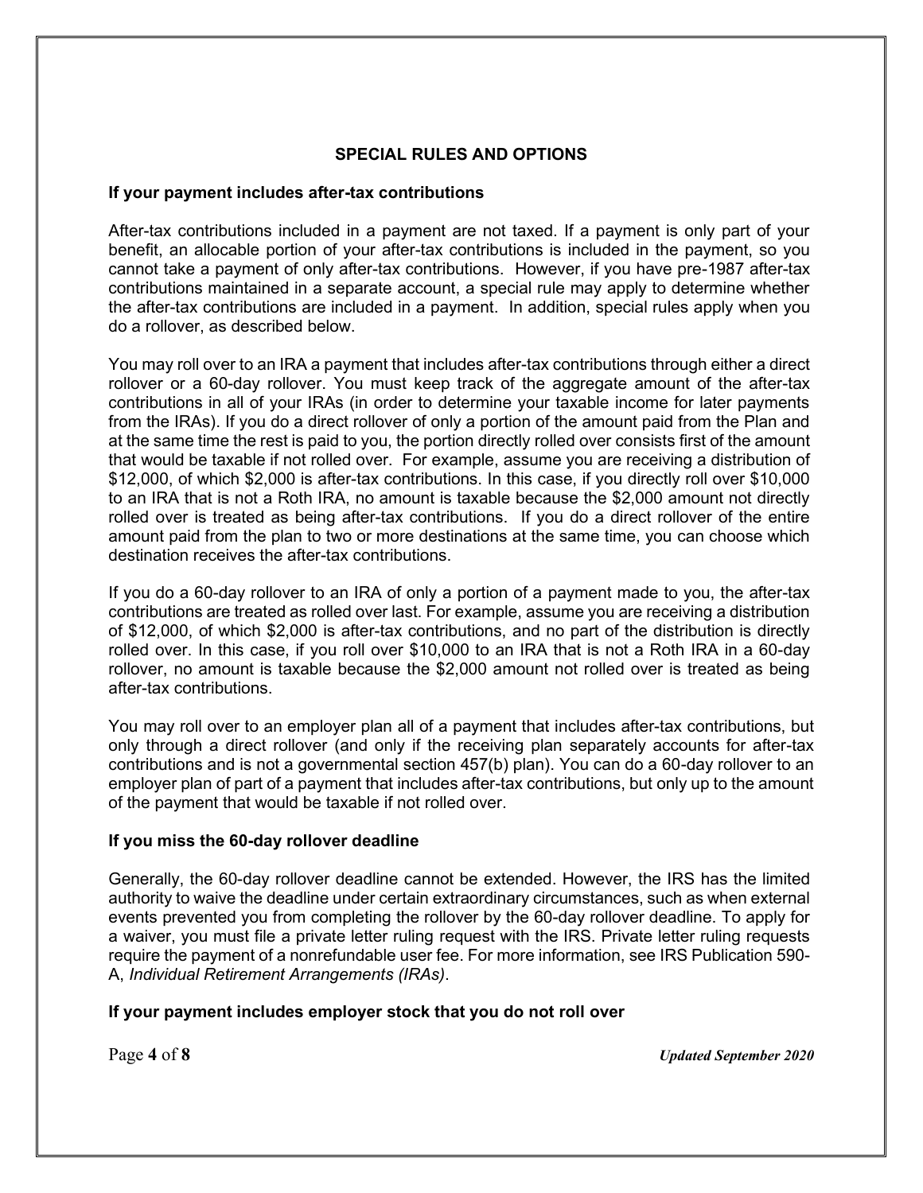## SPECIAL RULES AND OPTIONS

**If your payment includes after-tax contributions**

After-tax contributions included in a payment are not taxed. If a payment is only part of your benefit, an allocable portion of your after-tax contributions is included in the payment, so you cannot take a payment of only after-tax contributions. However, if you have pre-1987 after-tax contributions maintained in a separate account, a special rule may apply to determine whether the after-tax contributions are included in a payment. In addition, special rules apply when you do a rollover, as described below.

You may roll over to an IRA a payment that includes after-tax contributions through either a direct rollover or a 60-day rollover. You must keep track of the aggregate amount of the after-tax contributions in all of your IRAs (in order to determine your taxable income for later payments from the IRAs). If you do a direct rollover of only a portion of the amount paid from the Plan and at the same time the rest is paid to you, the portion directly rolled over consists first of the amount that would be taxable if not rolled over. For example, assume you are receiving a distribution of $12,000, of which $2,000 is after-tax contributions. In this case, if you directly roll over $10,000 to an IRA that is not a Roth IRA, no amount is taxable because the $2,000 amount not directly rolled over is treated as being after-tax contributions. If you do a direct rollover of the entire amount paid from the plan to two or more destinations at the same time, you can choose which destination receives the after-tax contributions.

If you do a 60-day rollover to an IRA of only a portion of a payment made to you, the after-tax contributions are treated as rolled over last. For example, assume you are receiving a distribution of $12,000, of which $2,000 is after-tax contributions, and no part of the distribution is directly rolled over. In this case, if you roll over $10,000 to an IRA that is not a Roth IRA in a 60-day rollover, no amount is taxable because the $2,000 amount not rolled over is treated as being after-tax contributions.

You may roll over to an employer plan all of a payment that includes after-tax contributions, but only through a direct rollover (and only if the receiving plan separately accounts for after-tax contributions and is not a governmental section 457(b) plan). You can do a 60-day rollover to an employer plan of part of a payment that includes after-tax contributions, but only up to the amount of the payment that would be taxable if not rolled over.

**If you miss the 60-day rollover deadline**

Generally, the 60-day rollover deadline cannot be extended. However, the IRS has the limited authority to waive the deadline under certain extraordinary circumstances, such as when external events prevented you from completing the rollover by the 60-day rollover deadline. To apply for a waiver, you must file a private letter ruling request with the IRS. Private letter ruling requests require the payment of a nonrefundable user fee. For more information, see IRS Publication 590-A, *Individual Retirement Arrangements (IRAs)*.

**If your payment includes employer stock that you do not roll over**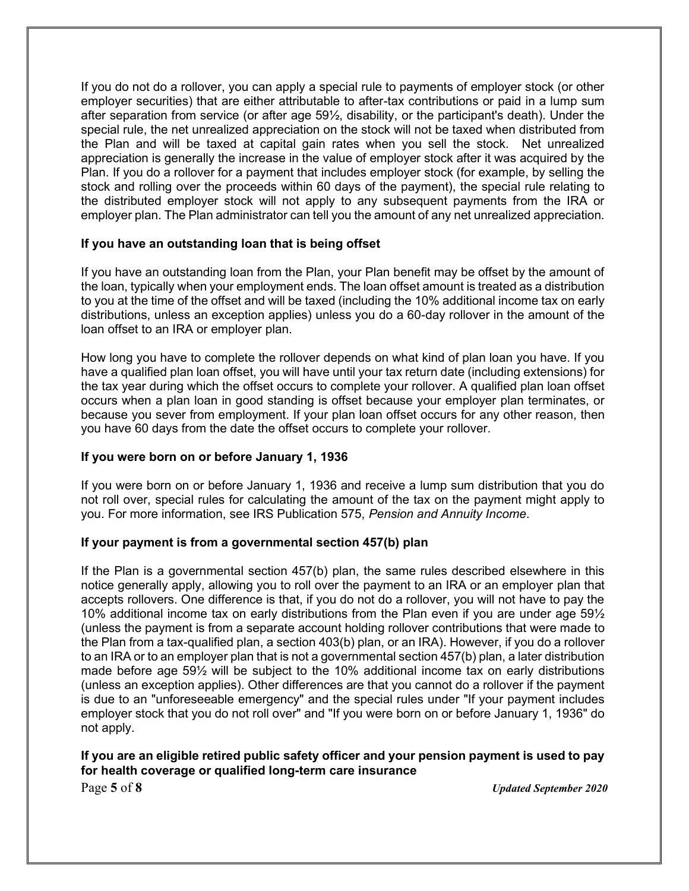If you do not do a rollover, you can apply a special rule to payments of employer stock (or other employer securities) that are either attributable to after-tax contributions or paid in a lump sum after separation from service (or after age 59½, disability, or the participant's death). Under the special rule, the net unrealized appreciation on the stock will not be taxed when distributed from the Plan and will be taxed at capital gain rates when you sell the stock. Net unrealized appreciation is generally the increase in the value of employer stock after it was acquired by the Plan. If you do a rollover for a payment that includes employer stock (for example, by selling the stock and rolling over the proceeds within 60 days of the payment), the special rule relating to the distributed employer stock will not apply to any subsequent payments from the IRA or employer plan. The Plan administrator can tell you the amount of any net unrealized appreciation.

**If you have an outstanding loan that is being offset**

If you have an outstanding loan from the Plan, your Plan benefit may be offset by the amount of the loan, typically when your employment ends. The loan offset amount is treated as a distribution to you at the time of the offset and will be taxed (including the 10% additional income tax on early distributions, unless an exception applies) unless you do a 60-day rollover in the amount of the loan offset to an IRA or employer plan.

How long you have to complete the rollover depends on what kind of plan loan you have. If you have a qualified plan loan offset, you will have until your tax return date (including extensions) for the tax year during which the offset occurs to complete your rollover. A qualified plan loan offset occurs when a plan loan in good standing is offset because your employer plan terminates, or because you sever from employment. If your plan loan offset occurs for any other reason, then you have 60 days from the date the offset occurs to complete your rollover.

**If you were born on or before January 1, 1936**

If you were born on or before January 1, 1936 and receive a lump sum distribution that you do not roll over, special rules for calculating the amount of the tax on the payment might apply to you. For more information, see IRS Publication 575, *Pension and Annuity Income*.

**If your payment is from a governmental section 457(b) plan**

If the Plan is a governmental section 457(b) plan, the same rules described elsewhere in this notice generally apply, allowing you to roll over the payment to an IRA or an employer plan that accepts rollovers. One difference is that, if you do not do a rollover, you will not have to pay the 10% additional income tax on early distributions from the Plan even if you are under age 59½ (unless the payment is from a separate account holding rollover contributions that were made to the Plan from a tax-qualified plan, a section 403(b) plan, or an IRA). However, if you do a rollover to an IRA or to an employer plan that is not a governmental section 457(b) plan, a later distribution made before age 59½ will be subject to the 10% additional income tax on early distributions (unless an exception applies). Other differences are that you cannot do a rollover if the payment is due to an "unforeseeable emergency" and the special rules under "If your payment includes employer stock that you do not roll over" and "If you were born on or before January 1, 1936" do not apply.

**If you are an eligible retired public safety officer and your pension payment is used to pay for health coverage or qualified long-term care insurance**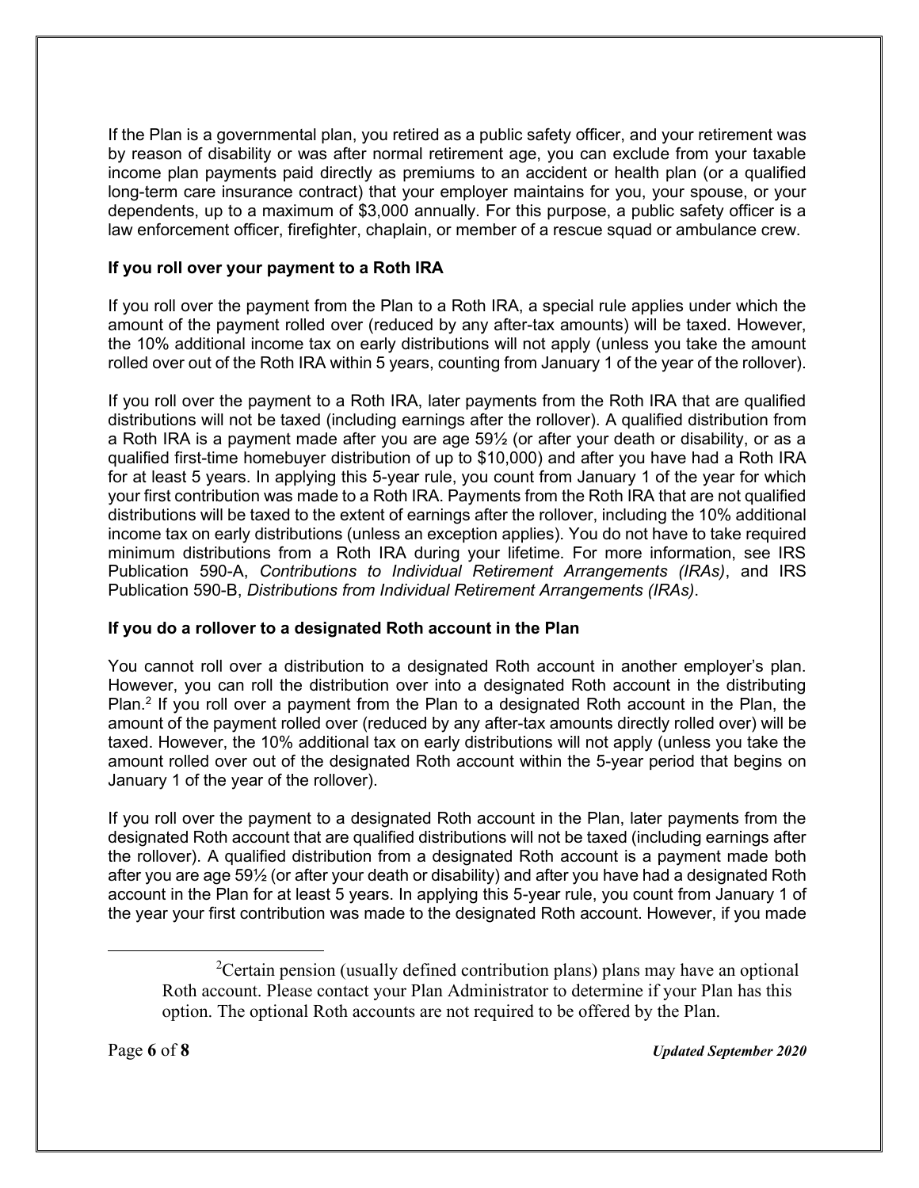If the Plan is a governmental plan, you retired as a public safety officer, and your retirement was by reason of disability or was after normal retirement age, you can exclude from your taxable income plan payments paid directly as premiums to an accident or health plan (or a qualified long-term care insurance contract) that your employer maintains for you, your spouse, or your dependents, up to a maximum of $3,000 annually. For this purpose, a public safety officer is a law enforcement officer, firefighter, chaplain, or member of a rescue squad or ambulance crew.

**If you roll over your payment to a Roth IRA**

If you roll over the payment from the Plan to a Roth IRA, a special rule applies under which the amount of the payment rolled over (reduced by any after-tax amounts) will be taxed. However, the 10% additional income tax on early distributions will not apply (unless you take the amount rolled over out of the Roth IRA within 5 years, counting from January 1 of the year of the rollover).

If you roll over the payment to a Roth IRA, later payments from the Roth IRA that are qualified distributions will not be taxed (including earnings after the rollover). A qualified distribution from a Roth IRA is a payment made after you are age 59½ (or after your death or disability, or as a qualified first-time homebuyer distribution of up to $10,000) and after you have had a Roth IRA for at least 5 years. In applying this 5-year rule, you count from January 1 of the year for which your first contribution was made to a Roth IRA. Payments from the Roth IRA that are not qualified distributions will be taxed to the extent of earnings after the rollover, including the 10% additional income tax on early distributions (unless an exception applies). You do not have to take required minimum distributions from a Roth IRA during your lifetime. For more information, see IRS Publication 590-A, *Contributions to Individual Retirement Arrangements (IRAs)*, and IRS Publication 590-B, *Distributions from Individual Retirement Arrangements (IRAs)*.

**If you do a rollover to a designated Roth account in the Plan**

You cannot roll over a distribution to a designated Roth account in another employer's plan. However, you can roll the distribution over into a designated Roth account in the distributing Plan.[2] If you roll over a payment from the Plan to a designated Roth account in the Plan, the amount of the payment rolled over (reduced by any after-tax amounts directly rolled over) will be taxed. However, the 10% additional tax on early distributions will not apply (unless you take the amount rolled over out of the designated Roth account within the 5-year period that begins on January 1 of the year of the rollover).

If you roll over the payment to a designated Roth account in the Plan, later payments from the designated Roth account that are qualified distributions will not be taxed (including earnings after the rollover). A qualified distribution from a designated Roth account is a payment made both after you are age 59½ (or after your death or disability) and after you have had a designated Roth account in the Plan for at least 5 years. In applying this 5-year rule, you count from January 1 of the year your first contribution was made to the designated Roth account. However, if you made

[2] Certain pension (usually defined contribution plans) plans may have an optional Roth account. Please contact your Plan Administrator to determine if your Plan has this option. The optional Roth accounts are not required to be offered by the Plan.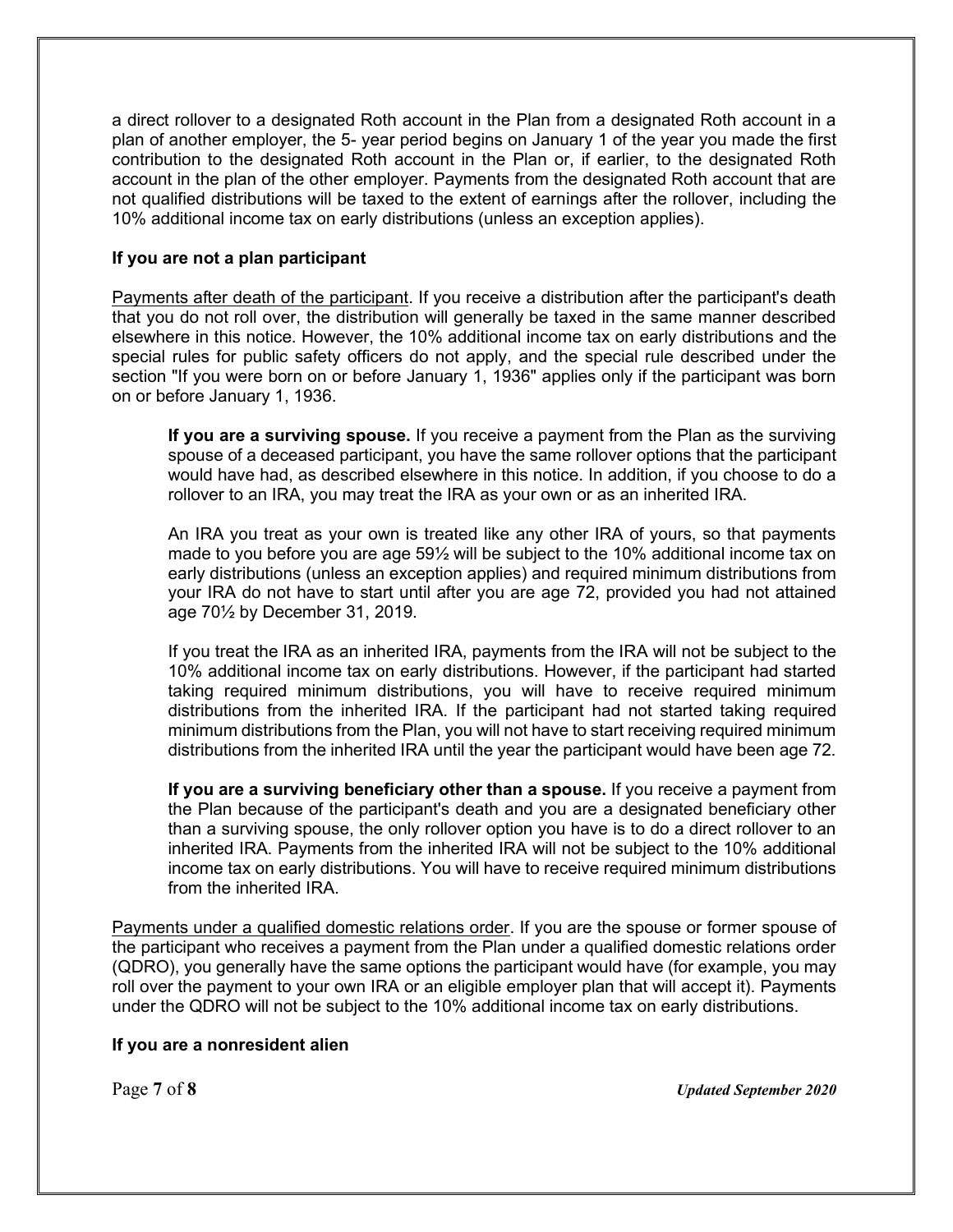a direct rollover to a designated Roth account in the Plan from a designated Roth account in a plan of another employer, the 5- year period begins on January 1 of the year you made the first contribution to the designated Roth account in the Plan or, if earlier, to the designated Roth account in the plan of the other employer. Payments from the designated Roth account that are not qualified distributions will be taxed to the extent of earnings after the rollover, including the 10% additional income tax on early distributions (unless an exception applies).

**If you are not a plan participant**

Payments after death of the participant. If you receive a distribution after the participant's death that you do not roll over, the distribution will generally be taxed in the same manner described elsewhere in this notice. However, the 10% additional income tax on early distributions and the special rules for public safety officers do not apply, and the special rule described under the section "If you were born on or before January 1, 1936" applies only if the participant was born on or before January 1, 1936.

> **If you are a surviving spouse.** If you receive a payment from the Plan as the surviving spouse of a deceased participant, you have the same rollover options that the participant would have had, as described elsewhere in this notice. In addition, if you choose to do a rollover to an IRA, you may treat the IRA as your own or as an inherited IRA.
>
> An IRA you treat as your own is treated like any other IRA of yours, so that payments made to you before you are age 59½ will be subject to the 10% additional income tax on early distributions (unless an exception applies) and required minimum distributions from your IRA do not have to start until after you are age 72, provided you had not attained age 70½ by December 31, 2019.
>
> If you treat the IRA as an inherited IRA, payments from the IRA will not be subject to the 10% additional income tax on early distributions. However, if the participant had started taking required minimum distributions, you will have to receive required minimum distributions from the inherited IRA. If the participant had not started taking required minimum distributions from the Plan, you will not have to start receiving required minimum distributions from the inherited IRA until the year the participant would have been age 72.
>
> **If you are a surviving beneficiary other than a spouse.** If you receive a payment from the Plan because of the participant's death and you are a designated beneficiary other than a surviving spouse, the only rollover option you have is to do a direct rollover to an inherited IRA. Payments from the inherited IRA will not be subject to the 10% additional income tax on early distributions. You will have to receive required minimum distributions from the inherited IRA.

Payments under a qualified domestic relations order. If you are the spouse or former spouse of the participant who receives a payment from the Plan under a qualified domestic relations order (QDRO), you generally have the same options the participant would have (for example, you may roll over the payment to your own IRA or an eligible employer plan that will accept it). Payments under the QDRO will not be subject to the 10% additional income tax on early distributions.

**If you are a nonresident alien**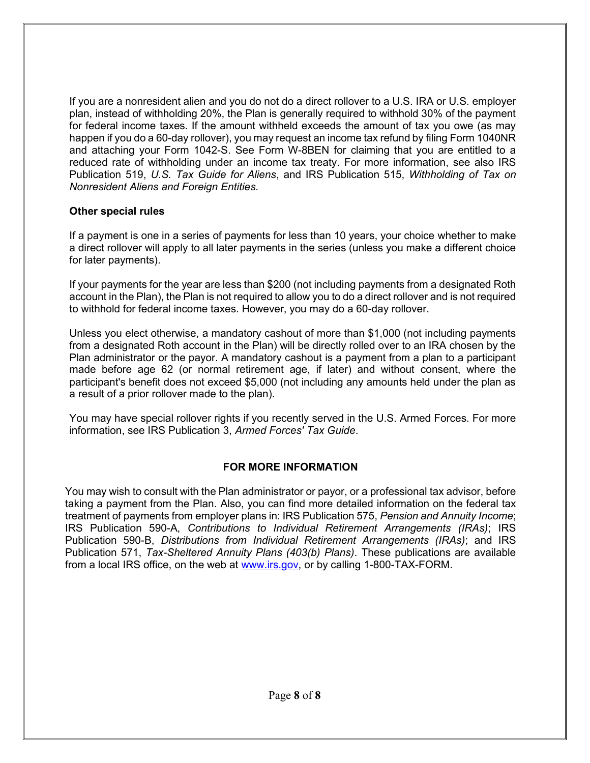If you are a nonresident alien and you do not do a direct rollover to a U.S. IRA or U.S. employer plan, instead of withholding 20%, the Plan is generally required to withhold 30% of the payment for federal income taxes. If the amount withheld exceeds the amount of tax you owe (as may happen if you do a 60-day rollover), you may request an income tax refund by filing Form 1040NR and attaching your Form 1042-S. See Form W-8BEN for claiming that you are entitled to a reduced rate of withholding under an income tax treaty. For more information, see also IRS Publication 519, *U.S. Tax Guide for Aliens*, and IRS Publication 515, *Withholding of Tax on Nonresident Aliens and Foreign Entities*.

**Other special rules**

If a payment is one in a series of payments for less than 10 years, your choice whether to make a direct rollover will apply to all later payments in the series (unless you make a different choice for later payments).

If your payments for the year are less than $200 (not including payments from a designated Roth account in the Plan), the Plan is not required to allow you to do a direct rollover and is not required to withhold for federal income taxes. However, you may do a 60-day rollover.

Unless you elect otherwise, a mandatory cashout of more than $1,000 (not including payments from a designated Roth account in the Plan) will be directly rolled over to an IRA chosen by the Plan administrator or the payor. A mandatory cashout is a payment from a plan to a participant made before age 62 (or normal retirement age, if later) and without consent, where the participant's benefit does not exceed $5,000 (not including any amounts held under the plan as a result of a prior rollover made to the plan).

You may have special rollover rights if you recently served in the U.S. Armed Forces. For more information, see IRS Publication 3, *Armed Forces' Tax Guide*.

## FOR MORE INFORMATION

You may wish to consult with the Plan administrator or payor, or a professional tax advisor, before taking a payment from the Plan. Also, you can find more detailed information on the federal tax treatment of payments from employer plans in: IRS Publication 575, *Pension and Annuity Income*; IRS Publication 590-A, *Contributions to Individual Retirement Arrangements (IRAs)*; IRS Publication 590-B, *Distributions from Individual Retirement Arrangements (IRAs)*; and IRS Publication 571, *Tax-Sheltered Annuity Plans (403(b) Plans)*. These publications are available from a local IRS office, on the web at www.irs.gov, or by calling 1-800-TAX-FORM.